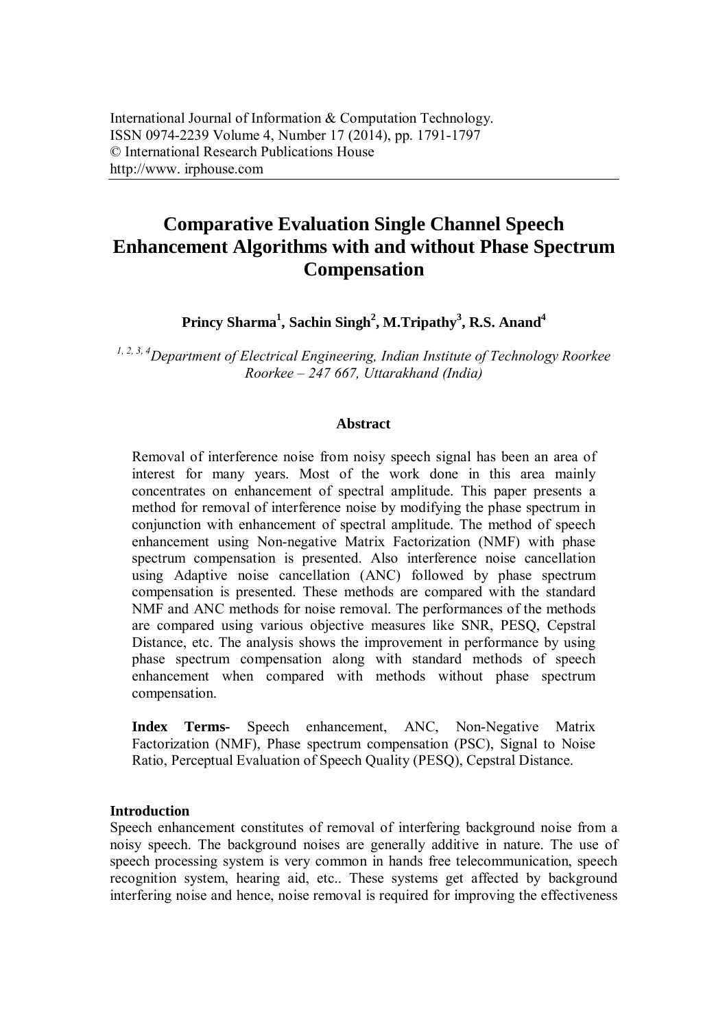International Journal of Information & Computation Technology.
ISSN 0974-2239 Volume 4, Number 17 (2014), pp. 1791-1797
© International Research Publications House
http://www. irphouse.com

# Comparative Evaluation Single Channel Speech Enhancement Algorithms with and without Phase Spectrum Compensation

**Princy Sharma[1], Sachin Singh[2], M.Tripathy[3], R.S. Anand[4]**

*[1, 2, 3, 4]Department of Electrical Engineering, Indian Institute of Technology Roorkee Roorkee – 247 667, Uttarakhand (India)*

### Abstract

Removal of interference noise from noisy speech signal has been an area of interest for many years. Most of the work done in this area mainly concentrates on enhancement of spectral amplitude. This paper presents a method for removal of interference noise by modifying the phase spectrum in conjunction with enhancement of spectral amplitude. The method of speech enhancement using Non-negative Matrix Factorization (NMF) with phase spectrum compensation is presented. Also interference noise cancellation using Adaptive noise cancellation (ANC) followed by phase spectrum compensation is presented. These methods are compared with the standard NMF and ANC methods for noise removal. The performances of the methods are compared using various objective measures like SNR, PESQ, Cepstral Distance, etc. The analysis shows the improvement in performance by using phase spectrum compensation along with standard methods of speech enhancement when compared with methods without phase spectrum compensation.

**Index Terms-** Speech enhancement, ANC, Non-Negative Matrix Factorization (NMF), Phase spectrum compensation (PSC), Signal to Noise Ratio, Perceptual Evaluation of Speech Quality (PESQ), Cepstral Distance.

## Introduction

Speech enhancement constitutes of removal of interfering background noise from a noisy speech. The background noises are generally additive in nature. The use of speech processing system is very common in hands free telecommunication, speech recognition system, hearing aid, etc.. These systems get affected by background interfering noise and hence, noise removal is required for improving the effectiveness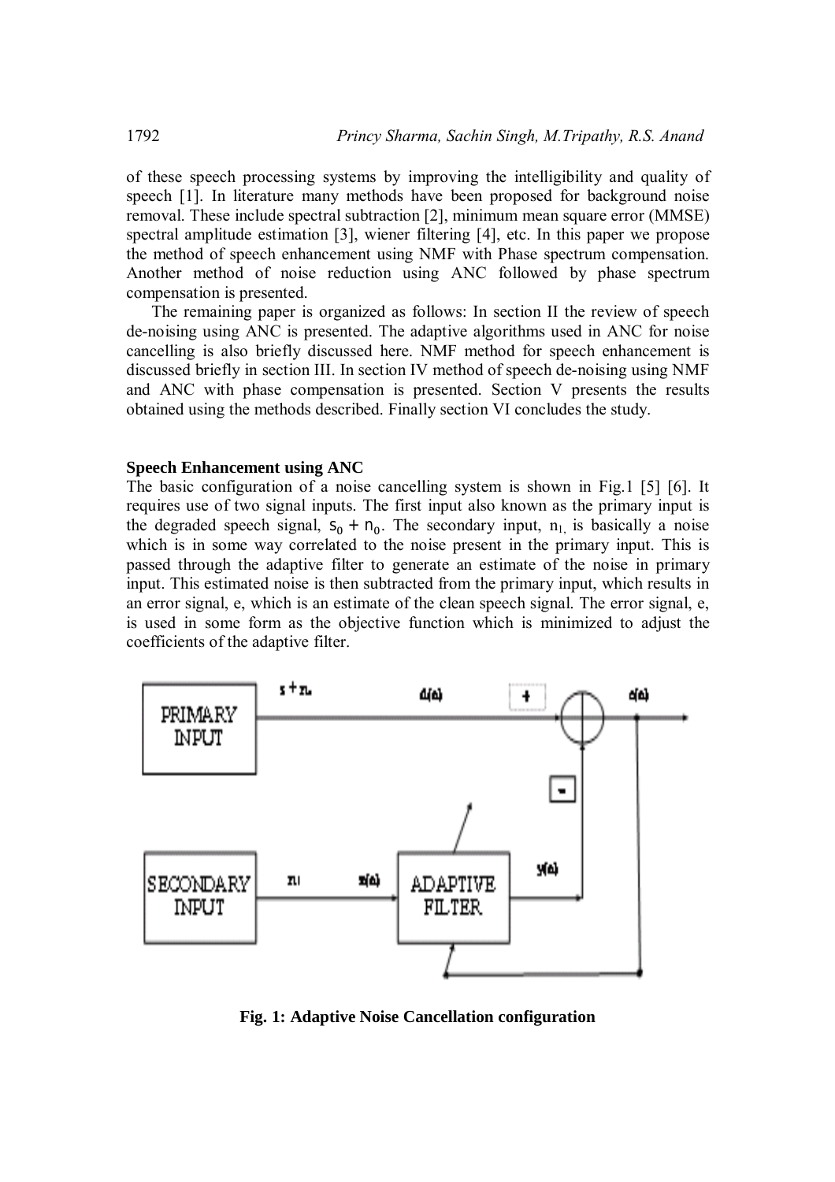of these speech processing systems by improving the intelligibility and quality of speech [1]. In literature many methods have been proposed for background noise removal. These include spectral subtraction [2], minimum mean square error (MMSE) spectral amplitude estimation [3], wiener filtering [4], etc. In this paper we propose the method of speech enhancement using NMF with Phase spectrum compensation. Another method of noise reduction using ANC followed by phase spectrum compensation is presented.

The remaining paper is organized as follows: In section II the review of speech de-noising using ANC is presented. The adaptive algorithms used in ANC for noise cancelling is also briefly discussed here. NMF method for speech enhancement is discussed briefly in section III. In section IV method of speech de-noising using NMF and ANC with phase compensation is presented. Section V presents the results obtained using the methods described. Finally section VI concludes the study.

## Speech Enhancement using ANC

The basic configuration of a noise cancelling system is shown in Fig.1 [5] [6]. It requires use of two signal inputs. The first input also known as the primary input is the degraded speech signal, $s_0 + n_0$. The secondary input, $n_1$, is basically a noise which is in some way correlated to the noise present in the primary input. This is passed through the adaptive filter to generate an estimate of the noise in primary input. This estimated noise is then subtracted from the primary input, which results in an error signal, e, which is an estimate of the clean speech signal. The error signal, e, is used in some form as the objective function which is minimized to adjust the coefficients of the adaptive filter.

**Fig. 1: Adaptive Noise Cancellation configuration**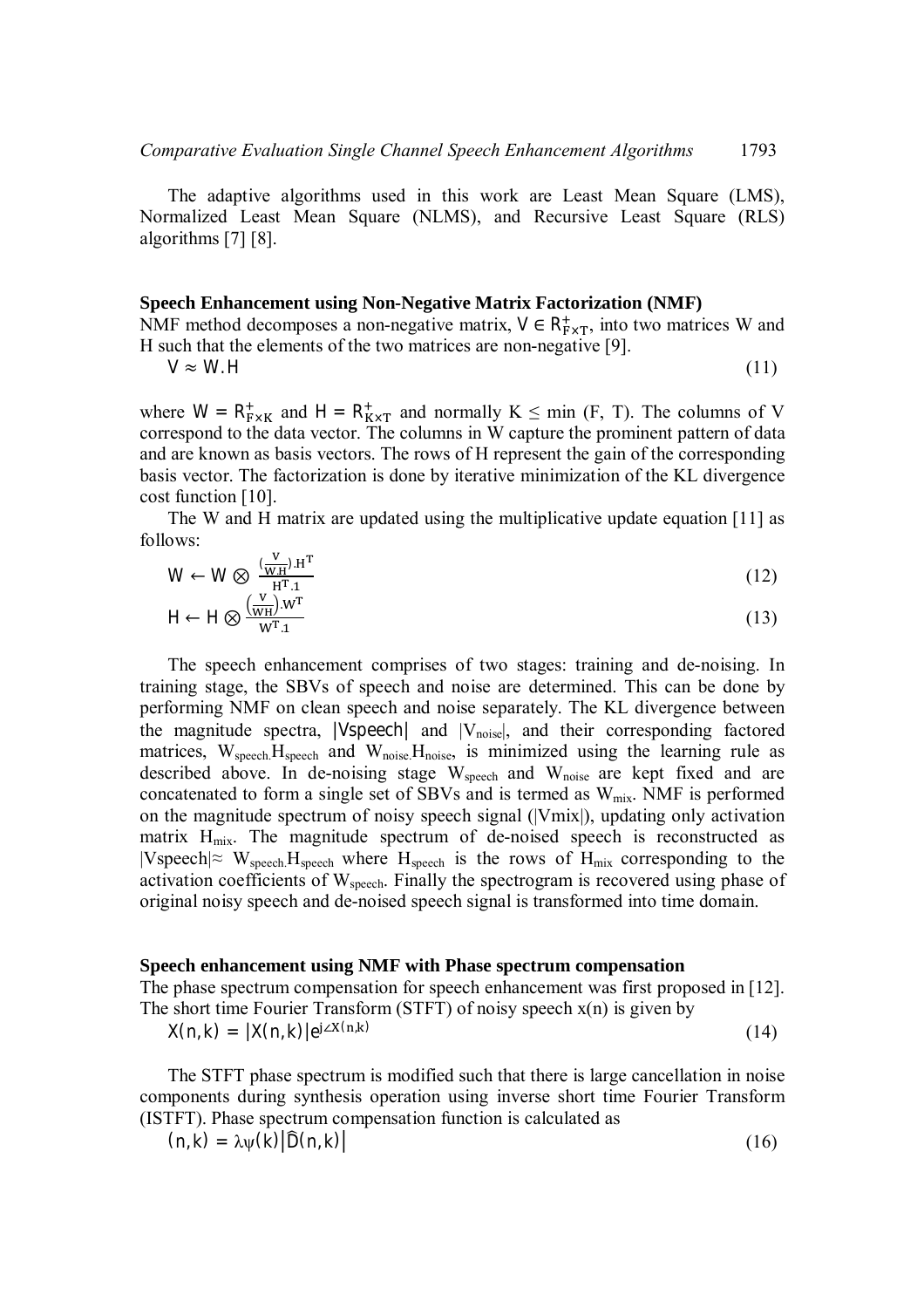The adaptive algorithms used in this work are Least Mean Square (LMS), Normalized Least Mean Square (NLMS), and Recursive Least Square (RLS) algorithms [7] [8].

**Speech Enhancement using Non-Negative Matrix Factorization (NMF)**

NMF method decomposes a non-negative matrix, $V \in R^{+}_{F \times T}$, into two matrices W and H such that the elements of the two matrices are non-negative [9].

$$V \approx W.H \tag{11}$$

where $W = R^{+}_{F \times K}$ and $H = R^{+}_{K \times T}$ and normally K ≤ min (F, T). The columns of V correspond to the data vector. The columns in W capture the prominent pattern of data and are known as basis vectors. The rows of H represent the gain of the corresponding basis vector. The factorization is done by iterative minimization of the KL divergence cost function [10].

The W and H matrix are updated using the multiplicative update equation [11] as follows:

$$W \leftarrow W \otimes \frac{(\frac{V}{W.H}).H^{T}}{H^{T}.1} \tag{12}$$

$$H \leftarrow H \otimes \frac{\left(\frac{V}{WH}\right).W^{T}}{W^{T}.1} \tag{13}$$

The speech enhancement comprises of two stages: training and de-noising. In training stage, the SBVs of speech and noise are determined. This can be done by performing NMF on clean speech and noise separately. The KL divergence between the magnitude spectra, $|V_{speech}|$ and $|V_{noise}|$, and their corresponding factored matrices, $W_{speech}.H_{speech}$ and $W_{noise}.H_{noise}$, is minimized using the learning rule as described above. In de-noising stage $W_{speech}$ and $W_{noise}$ are kept fixed and are concatenated to form a single set of SBVs and is termed as $W_{mix}$. NMF is performed on the magnitude spectrum of noisy speech signal ($|V_{mix}|$), updating only activation matrix $H_{mix}$. The magnitude spectrum of de-noised speech is reconstructed as $|V_{speech}| \approx W_{speech}.H_{speech}$ where $H_{speech}$ is the rows of $H_{mix}$ corresponding to the activation coefficients of $W_{speech}$. Finally the spectrogram is recovered using phase of original noisy speech and de-noised speech signal is transformed into time domain.

**Speech enhancement using NMF with Phase spectrum compensation**

The phase spectrum compensation for speech enhancement was first proposed in [12]. The short time Fourier Transform (STFT) of noisy speech x(n) is given by

$$X(n,k) = |X(n,k)|e^{j\angle X(n,k)} \tag{14}$$

The STFT phase spectrum is modified such that there is large cancellation in noise components during synthesis operation using inverse short time Fourier Transform (ISTFT). Phase spectrum compensation function is calculated as

$$(n,k) = \lambda\psi(k)\left|\widehat{D}(n,k)\right| \tag{16}$$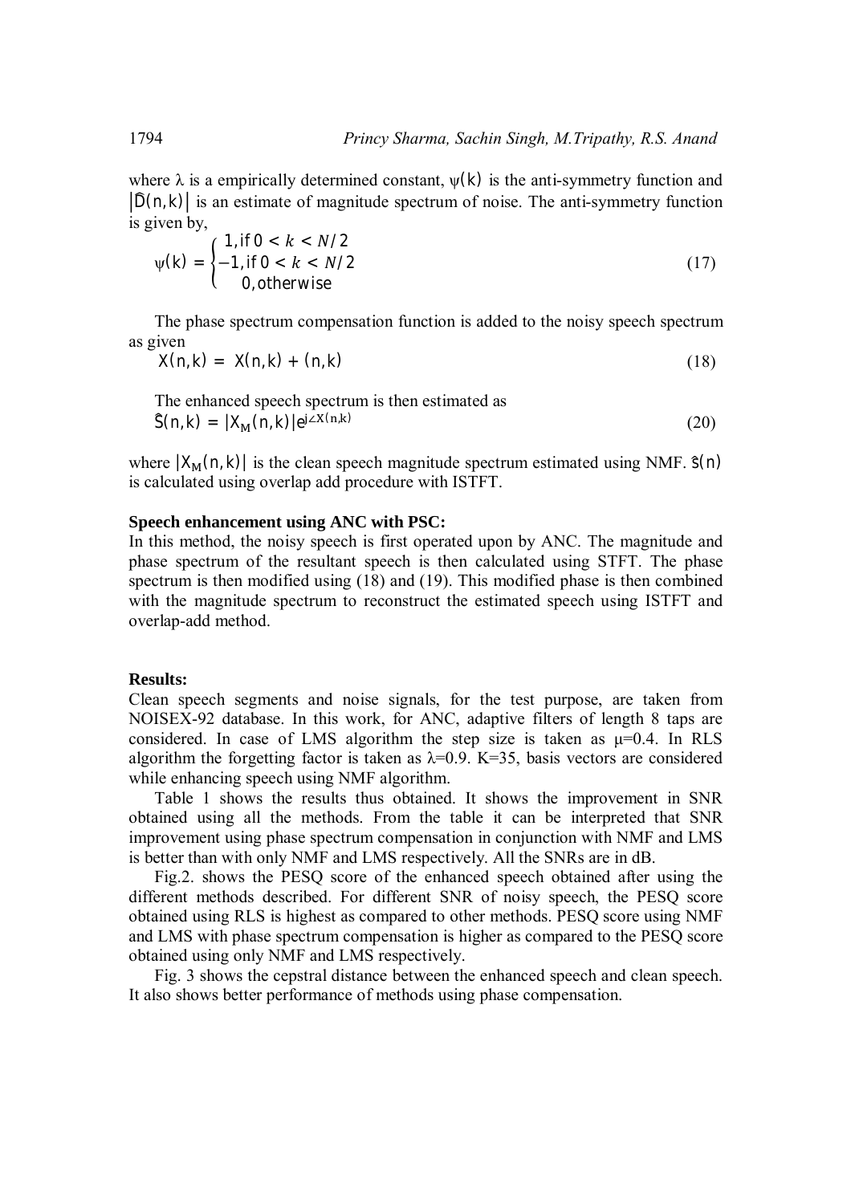where λ is a empirically determined constant, $\psi(k)$ is the anti-symmetry function and $|\hat{D}(n,k)|$ is an estimate of magnitude spectrum of noise. The anti-symmetry function is given by,

$$\psi(k) = \begin{cases} 1, \text{if } 0 < k < N/2 \\ -1, \text{if } 0 < k < N/2 \\ 0, \text{otherwise} \end{cases} \tag{17}$$

The phase spectrum compensation function is added to the noisy speech spectrum as given

$$X(n,k) = X(n,k) + (n,k) \tag{18}$$

The enhanced speech spectrum is then estimated as

$$\hat{S}(n,k) = |X_M(n,k)|e^{j\angle X(n,k)} \tag{20}$$

where $|X_M(n,k)|$ is the clean speech magnitude spectrum estimated using NMF. $\hat{s}(n)$ is calculated using overlap add procedure with ISTFT.

**Speech enhancement using ANC with PSC:**

In this method, the noisy speech is first operated upon by ANC. The magnitude and phase spectrum of the resultant speech is then calculated using STFT. The phase spectrum is then modified using (18) and (19). This modified phase is then combined with the magnitude spectrum to reconstruct the estimated speech using ISTFT and overlap-add method.

**Results:**

Clean speech segments and noise signals, for the test purpose, are taken from NOISEX-92 database. In this work, for ANC, adaptive filters of length 8 taps are considered. In case of LMS algorithm the step size is taken as $\mu$=0.4. In RLS algorithm the forgetting factor is taken as $\lambda$=0.9. K=35, basis vectors are considered while enhancing speech using NMF algorithm.

Table 1 shows the results thus obtained. It shows the improvement in SNR obtained using all the methods. From the table it can be interpreted that SNR improvement using phase spectrum compensation in conjunction with NMF and LMS is better than with only NMF and LMS respectively. All the SNRs are in dB.

Fig.2. shows the PESQ score of the enhanced speech obtained after using the different methods described. For different SNR of noisy speech, the PESQ score obtained using RLS is highest as compared to other methods. PESQ score using NMF and LMS with phase spectrum compensation is higher as compared to the PESQ score obtained using only NMF and LMS respectively.

Fig. 3 shows the cepstral distance between the enhanced speech and clean speech. It also shows better performance of methods using phase compensation.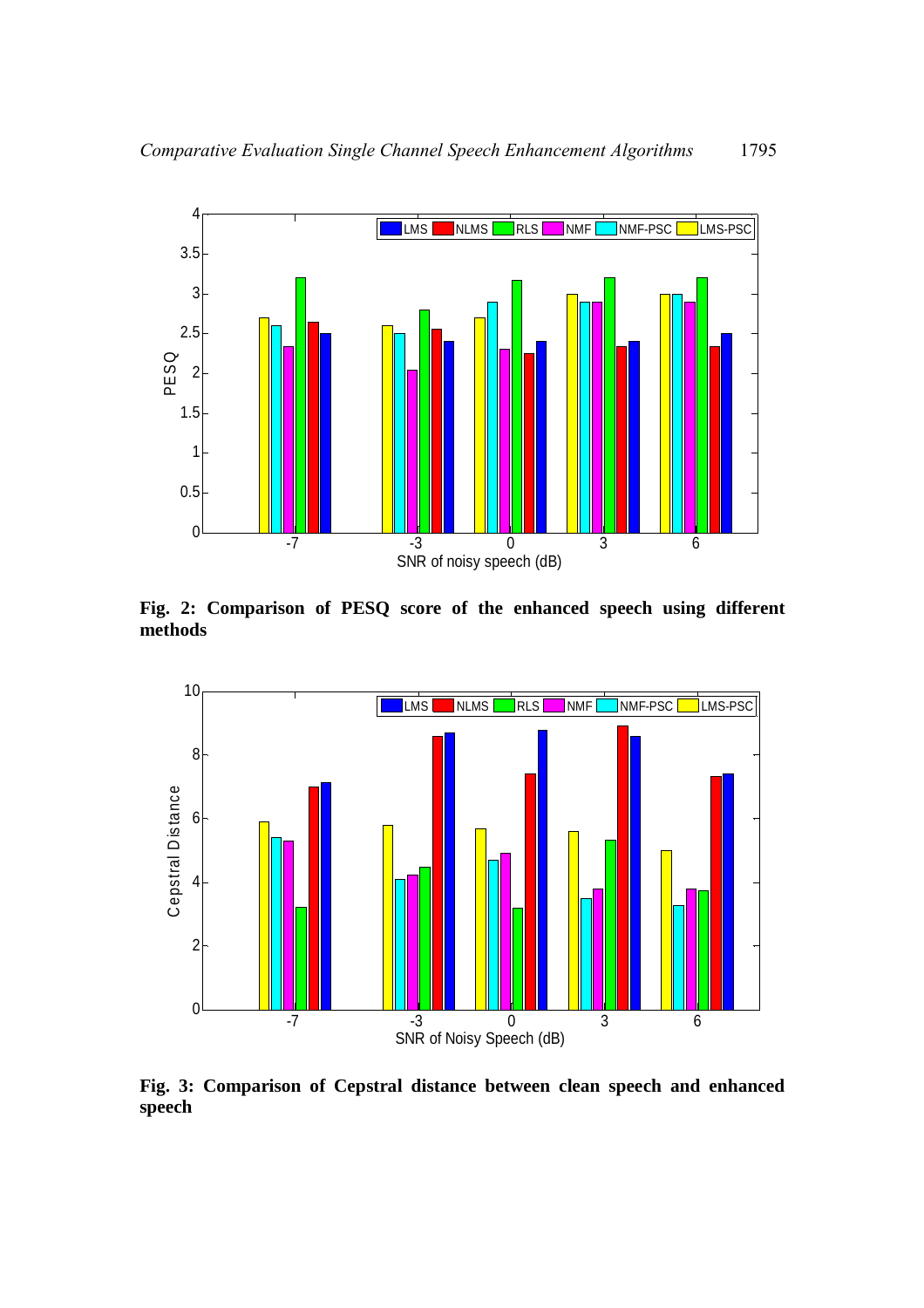**Fig. 2: Comparison of PESQ score of the enhanced speech using different methods**

**Fig. 3: Comparison of Cepstral distance between clean speech and enhanced speech**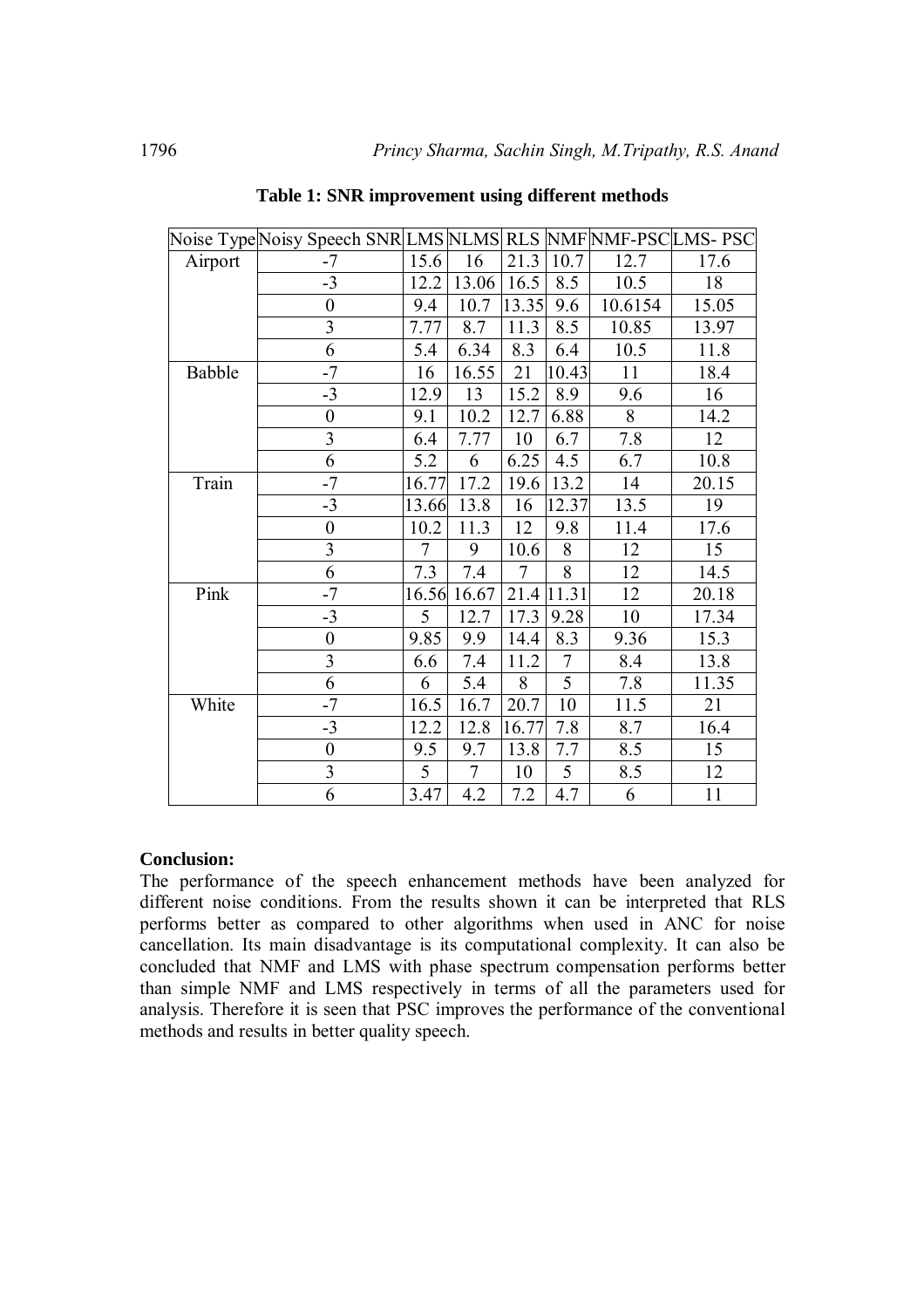**Table 1: SNR improvement using different methods**

| Noise Type | Noisy Speech SNR | LMS | NLMS | RLS | NMF | NMF-PSC | LMS- PSC |
|---|---|---|---|---|---|---|---|
| Airport | -7 | 15.6 | 16 | 21.3 | 10.7 | 12.7 | 17.6 |
| | -3 | 12.2 | 13.06 | 16.5 | 8.5 | 10.5 | 18 |
| | 0 | 9.4 | 10.7 | 13.35 | 9.6 | 10.6154 | 15.05 |
| | 3 | 7.77 | 8.7 | 11.3 | 8.5 | 10.85 | 13.97 |
| | 6 | 5.4 | 6.34 | 8.3 | 6.4 | 10.5 | 11.8 |
| Babble | -7 | 16 | 16.55 | 21 | 10.43 | 11 | 18.4 |
| | -3 | 12.9 | 13 | 15.2 | 8.9 | 9.6 | 16 |
| | 0 | 9.1 | 10.2 | 12.7 | 6.88 | 8 | 14.2 |
| | 3 | 6.4 | 7.77 | 10 | 6.7 | 7.8 | 12 |
| | 6 | 5.2 | 6 | 6.25 | 4.5 | 6.7 | 10.8 |
| Train | -7 | 16.77 | 17.2 | 19.6 | 13.2 | 14 | 20.15 |
| | -3 | 13.66 | 13.8 | 16 | 12.37 | 13.5 | 19 |
| | 0 | 10.2 | 11.3 | 12 | 9.8 | 11.4 | 17.6 |
| | 3 | 7 | 9 | 10.6 | 8 | 12 | 15 |
| | 6 | 7.3 | 7.4 | 7 | 8 | 12 | 14.5 |
| Pink | -7 | 16.56 | 16.67 | 21.4 | 11.31 | 12 | 20.18 |
| | -3 | 5 | 12.7 | 17.3 | 9.28 | 10 | 17.34 |
| | 0 | 9.85 | 9.9 | 14.4 | 8.3 | 9.36 | 15.3 |
| | 3 | 6.6 | 7.4 | 11.2 | 7 | 8.4 | 13.8 |
| | 6 | 6 | 5.4 | 8 | 5 | 7.8 | 11.35 |
| White | -7 | 16.5 | 16.7 | 20.7 | 10 | 11.5 | 21 |
| | -3 | 12.2 | 12.8 | 16.77 | 7.8 | 8.7 | 16.4 |
| | 0 | 9.5 | 9.7 | 13.8 | 7.7 | 8.5 | 15 |
| | 3 | 5 | 7 | 10 | 5 | 8.5 | 12 |
| | 6 | 3.47 | 4.2 | 7.2 | 4.7 | 6 | 11 |

**Conclusion:**

The performance of the speech enhancement methods have been analyzed for different noise conditions. From the results shown it can be interpreted that RLS performs better as compared to other algorithms when used in ANC for noise cancellation. Its main disadvantage is its computational complexity. It can also be concluded that NMF and LMS with phase spectrum compensation performs better than simple NMF and LMS respectively in terms of all the parameters used for analysis. Therefore it is seen that PSC improves the performance of the conventional methods and results in better quality speech.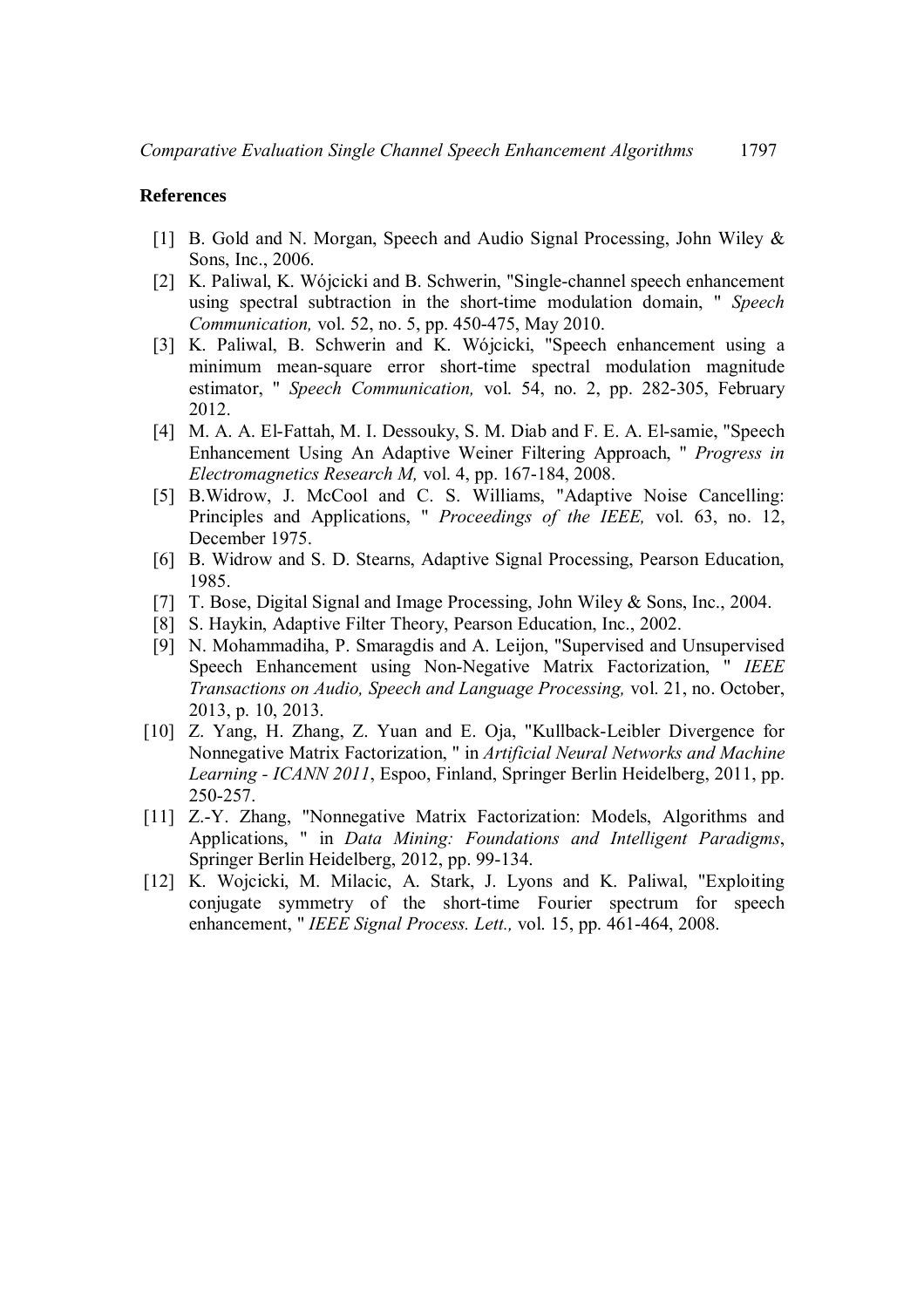## References

[1] B. Gold and N. Morgan, Speech and Audio Signal Processing, John Wiley & Sons, Inc., 2006.

[2] K. Paliwal, K. Wójcicki and B. Schwerin, "Single-channel speech enhancement using spectral subtraction in the short-time modulation domain, " *Speech Communication,* vol. 52, no. 5, pp. 450-475, May 2010.

[3] K. Paliwal, B. Schwerin and K. Wójcicki, "Speech enhancement using a minimum mean-square error short-time spectral modulation magnitude estimator, " *Speech Communication,* vol. 54, no. 2, pp. 282-305, February 2012.

[4] M. A. A. El-Fattah, M. I. Dessouky, S. M. Diab and F. E. A. El-samie, "Speech Enhancement Using An Adaptive Weiner Filtering Approach, " *Progress in Electromagnetics Research M,* vol. 4, pp. 167-184, 2008.

[5] B.Widrow, J. McCool and C. S. Williams, "Adaptive Noise Cancelling: Principles and Applications, " *Proceedings of the IEEE,* vol. 63, no. 12, December 1975.

[6] B. Widrow and S. D. Stearns, Adaptive Signal Processing, Pearson Education, 1985.

[7] T. Bose, Digital Signal and Image Processing, John Wiley & Sons, Inc., 2004.

[8] S. Haykin, Adaptive Filter Theory, Pearson Education, Inc., 2002.

[9] N. Mohammadiha, P. Smaragdis and A. Leijon, "Supervised and Unsupervised Speech Enhancement using Non-Negative Matrix Factorization, " *IEEE Transactions on Audio, Speech and Language Processing,* vol. 21, no. October, 2013, p. 10, 2013.

[10] Z. Yang, H. Zhang, Z. Yuan and E. Oja, "Kullback-Leibler Divergence for Nonnegative Matrix Factorization, " in *Artificial Neural Networks and Machine Learning - ICANN 2011*, Espoo, Finland, Springer Berlin Heidelberg, 2011, pp. 250-257.

[11] Z.-Y. Zhang, "Nonnegative Matrix Factorization: Models, Algorithms and Applications, " in *Data Mining: Foundations and Intelligent Paradigms*, Springer Berlin Heidelberg, 2012, pp. 99-134.

[12] K. Wojcicki, M. Milacic, A. Stark, J. Lyons and K. Paliwal, "Exploiting conjugate symmetry of the short-time Fourier spectrum for speech enhancement, " *IEEE Signal Process. Lett.,* vol. 15, pp. 461-464, 2008.